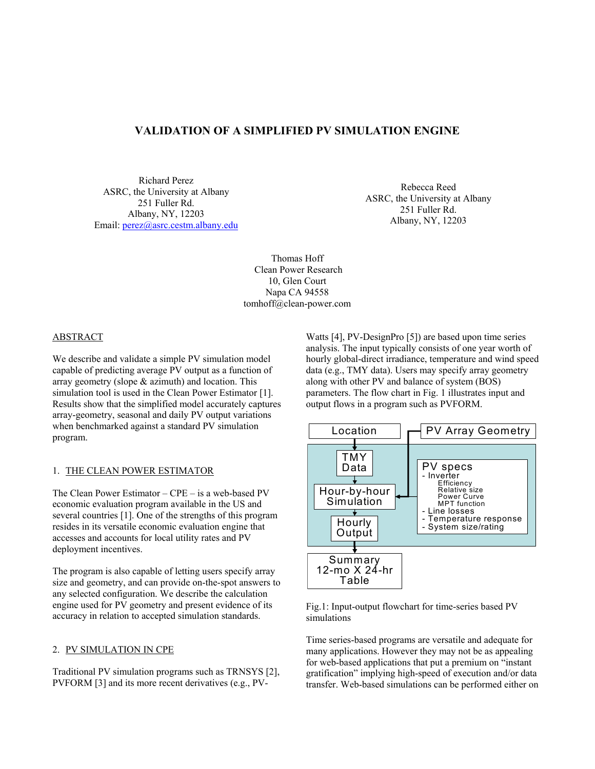# VALIDATION OF A SIMPLIFIED PV SIMULATION ENGINE

Richard Perez
ASRC, the University at Albany
251 Fuller Rd.
Albany, NY, 12203
Email: perez@asrc.cestm.albany.edu

Rebecca Reed
ASRC, the University at Albany
251 Fuller Rd.
Albany, NY, 12203

Thomas Hoff
Clean Power Research
10, Glen Court
Napa CA 94558
tomhoff@clean-power.com

## ABSTRACT

We describe and validate a simple PV simulation model capable of predicting average PV output as a function of array geometry (slope & azimuth) and location. This simulation tool is used in the Clean Power Estimator [1]. Results show that the simplified model accurately captures array-geometry, seasonal and daily PV output variations when benchmarked against a standard PV simulation program.

## 1. THE CLEAN POWER ESTIMATOR

The Clean Power Estimator – CPE – is a web-based PV economic evaluation program available in the US and several countries [1]. One of the strengths of this program resides in its versatile economic evaluation engine that accesses and accounts for local utility rates and PV deployment incentives.

The program is also capable of letting users specify array size and geometry, and can provide on-the-spot answers to any selected configuration. We describe the calculation engine used for PV geometry and present evidence of its accuracy in relation to accepted simulation standards.

## 2. PV SIMULATION IN CPE

Traditional PV simulation programs such as TRNSYS [2], PVFORM [3] and its more recent derivatives (e.g., PV-Watts [4], PV-DesignPro [5]) are based upon time series analysis. The input typically consists of one year worth of hourly global-direct irradiance, temperature and wind speed data (e.g., TMY data). Users may specify array geometry along with other PV and balance of system (BOS) parameters. The flow chart in Fig. 1 illustrates input and output flows in a program such as PVFORM.

Fig.1: Input-output flowchart for time-series based PV simulations

Time series-based programs are versatile and adequate for many applications. However they may not be as appealing for web-based applications that put a premium on "instant gratification" implying high-speed of execution and/or data transfer. Web-based simulations can be performed either on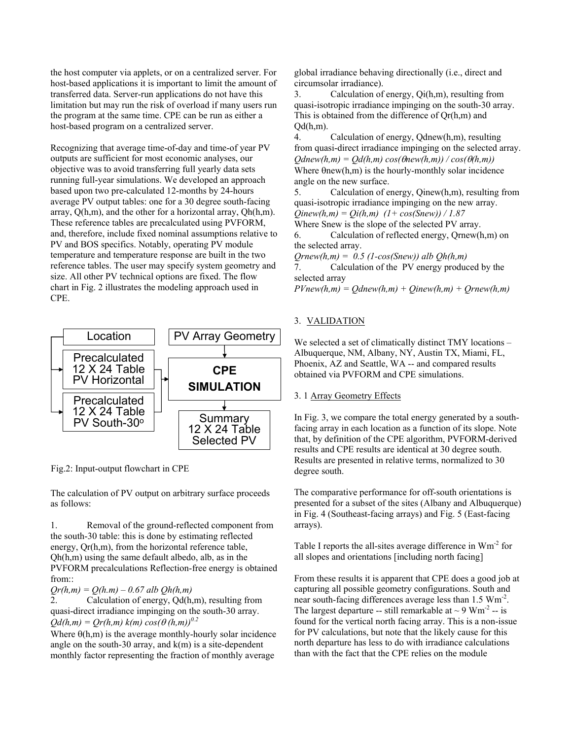the host computer via applets, or on a centralized server. For host-based applications it is important to limit the amount of transferred data. Server-run applications do not have this limitation but may run the risk of overload if many users run the program at the same time. CPE can be run as either a host-based program on a centralized server.

Recognizing that average time-of-day and time-of year PV outputs are sufficient for most economic analyses, our objective was to avoid transferring full yearly data sets running full-year simulations. We developed an approach based upon two pre-calculated 12-months by 24-hours average PV output tables: one for a 30 degree south-facing array, Q(h,m), and the other for a horizontal array, Qh(h,m). These reference tables are precalculated using PVFORM, and, therefore, include fixed nominal assumptions relative to PV and BOS specifics. Notably, operating PV module temperature and temperature response are built in the two reference tables. The user may specify system geometry and size. All other PV technical options are fixed. The flow chart in Fig. 2 illustrates the modeling approach used in CPE.

Location → Precalculated 12 X 24 Table PV Horizontal; Precalculated 12 X 24 Table PV South-30°

PV Array Geometry → CPE SIMULATION → Summary 12 X 24 Table Selected PV

Fig.2: Input-output flowchart in CPE

The calculation of PV output on arbitrary surface proceeds as follows:

1. Removal of the ground-reflected component from the south-30 table: this is done by estimating reflected energy, Qr(h,m), from the horizontal reference table, Qh(h,m) using the same default albedo, alb, as in the PVFORM precalculations Reflection-free energy is obtained from::

$$Qr(h,m) = Q(h.m) – 0.67\ alb\ Qh(h,m)$$

2. Calculation of energy, Qd(h,m), resulting from quasi-direct irradiance impinging on the south-30 array.

$$Qd(h,m) = Qr(h,m)\ k(m)\ cos(\theta\ (h,m))^{0.2}$$

Where θ(h,m) is the average monthly-hourly solar incidence angle on the south-30 array, and k(m) is a site-dependent monthly factor representing the fraction of monthly average global irradiance behaving directionally (i.e., direct and circumsolar irradiance).

3. Calculation of energy, Qi(h,m), resulting from quasi-isotropic irradiance impinging on the south-30 array. This is obtained from the difference of Qr(h,m) and Qd(h,m).

4. Calculation of energy, Qdnew(h,m), resulting from quasi-direct irradiance impinging on the selected array.

$$Qdnew(h,m) = Qd(h,m)\ cos(\theta new(h,m))\ /\ cos(\theta(h,m))$$

Where θnew(h,m) is the hourly-monthly solar incidence angle on the new surface.

5. Calculation of energy, Qinew(h,m), resulting from quasi-isotropic irradiance impinging on the new array.

$$Qinew(h,m) = Qi(h,m)\ \ (1+ cos(Snew))\ /\ 1.87$$

Where Snew is the slope of the selected PV array.

6. Calculation of reflected energy, Qrnew(h,m) on the selected array.

$$Qrnew(h,m) = \ 0.5\ (1-cos(Snew))\ alb\ Qh(h,m)$$

7. Calculation of the PV energy produced by the selected array

$$PVnew(h,m) = Qdnew(h,m) + Qinew(h,m) + Qrnew(h,m)$$

## 3. VALIDATION

We selected a set of climatically distinct TMY locations – Albuquerque, NM, Albany, NY, Austin TX, Miami, FL, Phoenix, AZ and Seattle, WA -- and compared results obtained via PVFORM and CPE simulations.

### 3. 1 Array Geometry Effects

In Fig. 3, we compare the total energy generated by a south-facing array in each location as a function of its slope. Note that, by definition of the CPE algorithm, PVFORM-derived results and CPE results are identical at 30 degree south. Results are presented in relative terms, normalized to 30 degree south.

The comparative performance for off-south orientations is presented for a subset of the sites (Albany and Albuquerque) in Fig. 4 (Southeast-facing arrays) and Fig. 5 (East-facing arrays).

Table I reports the all-sites average difference in $Wm^{-2}$ for all slopes and orientations [including north facing]

From these results it is apparent that CPE does a good job at capturing all possible geometry configurations. South and near south-facing differences average less than 1.5 $Wm^{-2}$. The largest departure -- still remarkable at ~ 9 $Wm^{-2}$ -- is found for the vertical north facing array. This is a non-issue for PV calculations, but note that the likely cause for this north departure has less to do with irradiance calculations than with the fact that the CPE relies on the module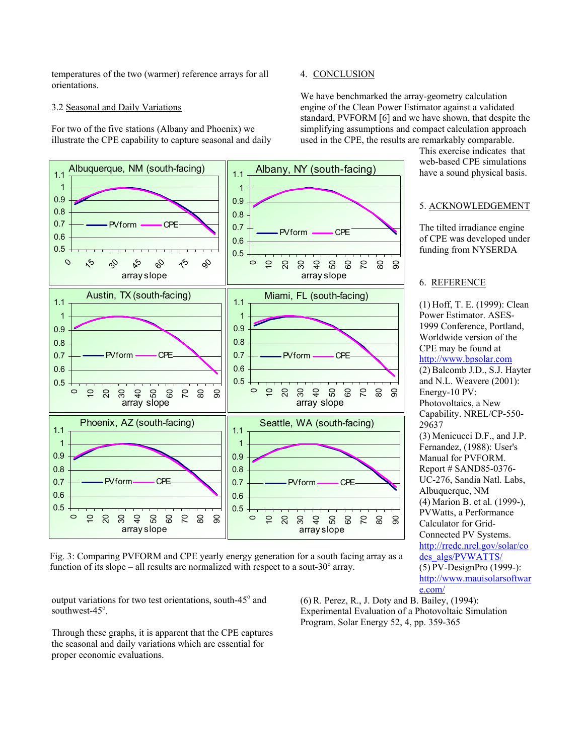temperatures of the two (warmer) reference arrays for all orientations.

3.2 Seasonal and Daily Variations

For two of the five stations (Albany and Phoenix) we illustrate the CPE capability to capture seasonal and daily output variations for two test orientations, south-45° and southwest-45°.

Through these graphs, it is apparent that the CPE captures the seasonal and daily variations which are essential for proper economic evaluations.

Fig. 3: Comparing PVFORM and CPE yearly energy generation for a south facing array as a function of its slope – all results are normalized with respect to a sout-30° array.

## 4. CONCLUSION

We have benchmarked the array-geometry calculation engine of the Clean Power Estimator against a validated standard, PVFORM [6] and we have shown, that despite the simplifying assumptions and compact calculation approach used in the CPE, the results are remarkably comparable. This exercise indicates that web-based CPE simulations have a sound physical basis.

## 5. ACKNOWLEDGEMENT

The tilted irradiance engine of CPE was developed under funding from NYSERDA

## 6. REFERENCE

(1) Hoff, T. E. (1999): Clean Power Estimator. ASES-1999 Conference, Portland, Worldwide version of the CPE may be found at http://www.bpsolar.com

(2) Balcomb J.D., S.J. Hayter and N.L. Weavere (2001): Energy-10 PV: Photovoltaics, a New Capability. NREL/CP-550-29637

(3) Menicucci D.F., and J.P. Fernandez, (1988): User's Manual for PVFORM. Report # SAND85-0376-UC-276, Sandia Natl. Labs, Albuquerque, NM

(4) Marion B. et al. (1999-), PVWatts, a Performance Calculator for Grid-Connected PV Systems. http://rredc.nrel.gov/solar/codes_algs/PVWATTS/

(5) PV-DesignPro (1999-): http://www.mauisolarsoftware.com/

(6) R. Perez, R., J. Doty and B. Bailey, (1994): Experimental Evaluation of a Photovoltaic Simulation Program. Solar Energy 52, 4, pp. 359-365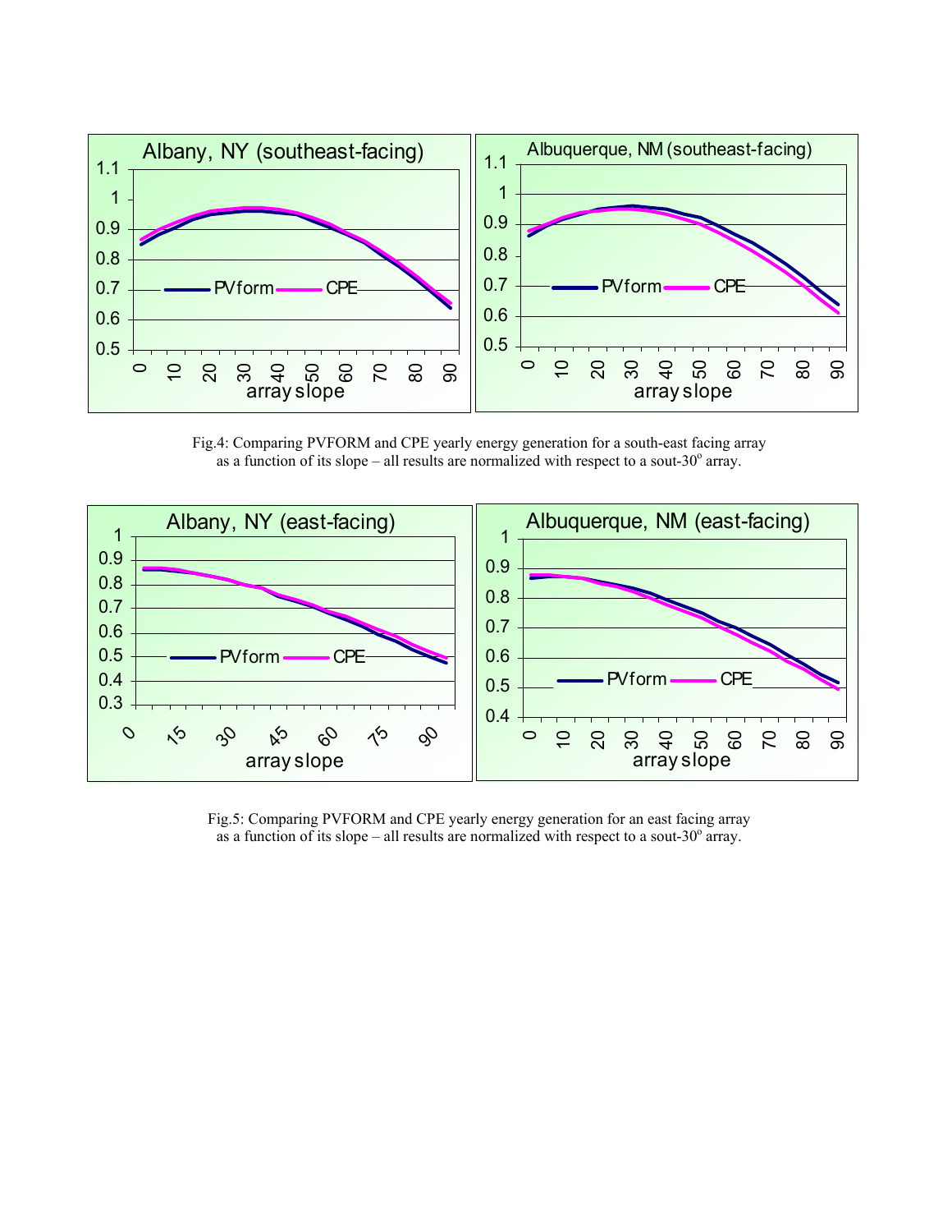Fig.4: Comparing PVFORM and CPE yearly energy generation for a south-east facing array as a function of its slope – all results are normalized with respect to a sout-30$^o$ array.

Fig.5: Comparing PVFORM and CPE yearly energy generation for an east facing array as a function of its slope – all results are normalized with respect to a sout-30$^o$ array.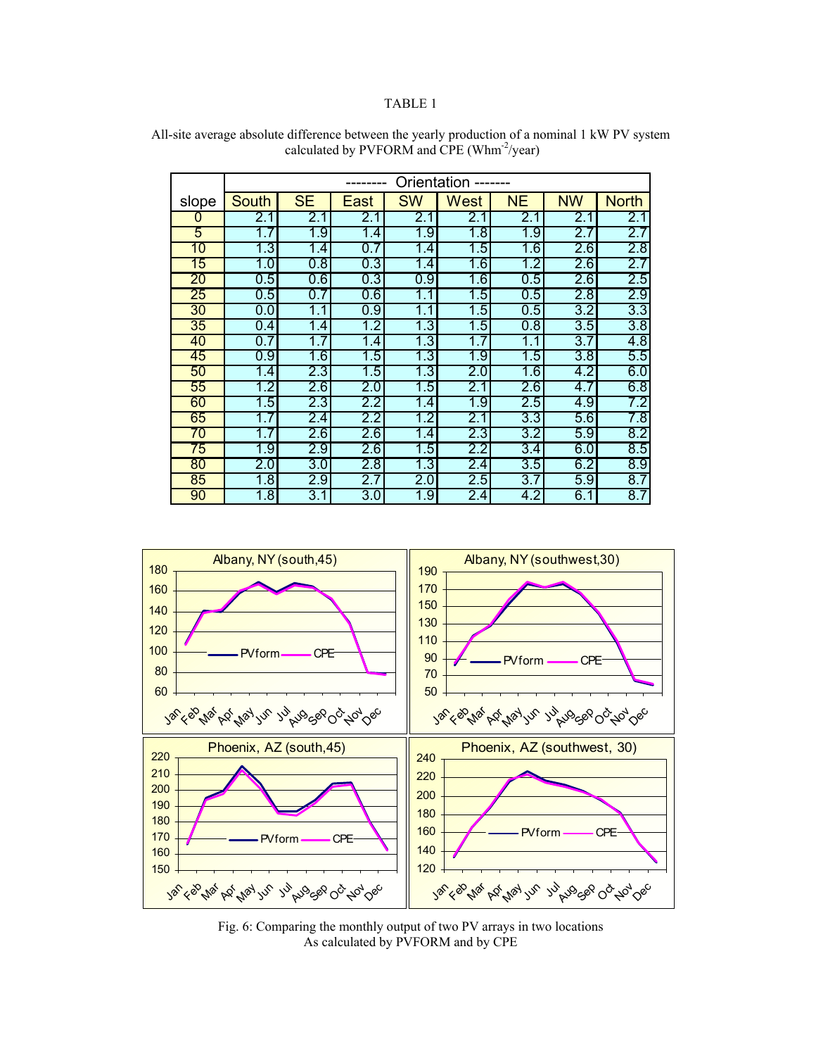TABLE 1

All-site average absolute difference between the yearly production of a nominal 1 kW PV system calculated by PVFORM and CPE (Whm$^{-2}$/year)

| slope | South | SE | East | SW | West | NE | NW | North |
|---|---|---|---|---|---|---|---|---|
| | -------- Orientation ------- | | | | | | | |
| 0 | 2.1 | 2.1 | 2.1 | 2.1 | 2.1 | 2.1 | 2.1 | 2.1 |
| 5 | 1.7 | 1.9 | 1.4 | 1.9 | 1.8 | 1.9 | 2.7 | 2.7 |
| 10 | 1.3 | 1.4 | 0.7 | 1.4 | 1.5 | 1.6 | 2.6 | 2.8 |
| 15 | 1.0 | 0.8 | 0.3 | 1.4 | 1.6 | 1.2 | 2.6 | 2.7 |
| 20 | 0.5 | 0.6 | 0.3 | 0.9 | 1.6 | 0.5 | 2.6 | 2.5 |
| 25 | 0.5 | 0.7 | 0.6 | 1.1 | 1.5 | 0.5 | 2.8 | 2.9 |
| 30 | 0.0 | 1.1 | 0.9 | 1.1 | 1.5 | 0.5 | 3.2 | 3.3 |
| 35 | 0.4 | 1.4 | 1.2 | 1.3 | 1.5 | 0.8 | 3.5 | 3.8 |
| 40 | 0.7 | 1.7 | 1.4 | 1.3 | 1.7 | 1.1 | 3.7 | 4.8 |
| 45 | 0.9 | 1.6 | 1.5 | 1.3 | 1.9 | 1.5 | 3.8 | 5.5 |
| 50 | 1.4 | 2.3 | 1.5 | 1.3 | 2.0 | 1.6 | 4.2 | 6.0 |
| 55 | 1.2 | 2.6 | 2.0 | 1.5 | 2.1 | 2.6 | 4.7 | 6.8 |
| 60 | 1.5 | 2.3 | 2.2 | 1.4 | 1.9 | 2.5 | 4.9 | 7.2 |
| 65 | 1.7 | 2.4 | 2.2 | 1.2 | 2.1 | 3.3 | 5.6 | 7.8 |
| 70 | 1.7 | 2.6 | 2.6 | 1.4 | 2.3 | 3.2 | 5.9 | 8.2 |
| 75 | 1.9 | 2.9 | 2.6 | 1.5 | 2.2 | 3.4 | 6.0 | 8.5 |
| 80 | 2.0 | 3.0 | 2.8 | 1.3 | 2.4 | 3.5 | 6.2 | 8.9 |
| 85 | 1.8 | 2.9 | 2.7 | 2.0 | 2.5 | 3.7 | 5.9 | 8.7 |
| 90 | 1.8 | 3.1 | 3.0 | 1.9 | 2.4 | 4.2 | 6.1 | 8.7 |

Fig. 6: Comparing the monthly output of two PV arrays in two locations As calculated by PVFORM and by CPE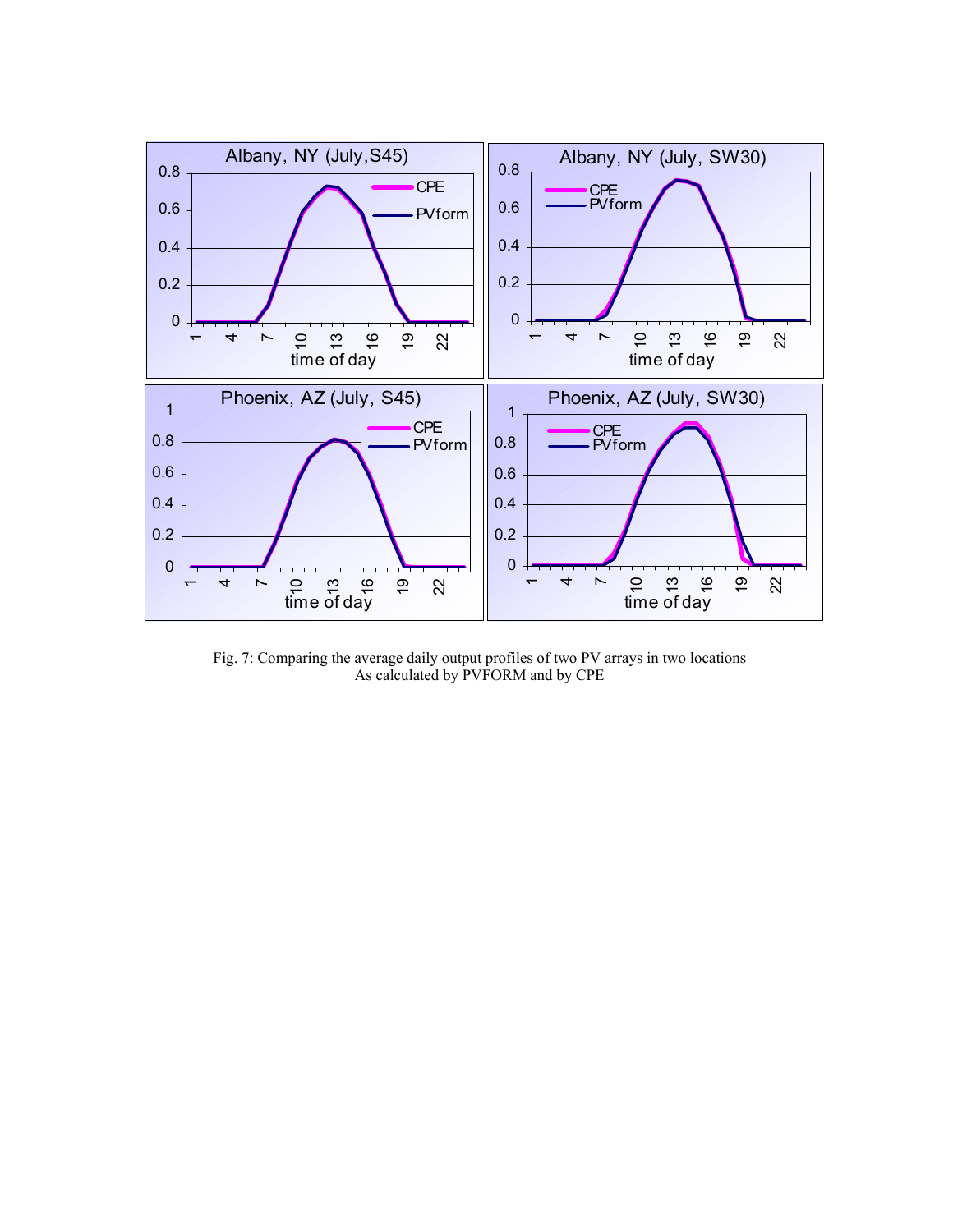Albany, NY (July,S45)

0.8
0.6
0.4
0.2
0

1 4 7 10 13 16 19 22

time of day

CPE
PVform

Albany, NY (July, SW30)

0.8
0.6
0.4
0.2
0

1 4 7 10 13 16 19 22

time of day

CPE
PVform

Phoenix, AZ (July, S45)

1
0.8
0.6
0.4
0.2
0

1 4 7 10 13 16 19 22

time of day

CPE
PVform

Phoenix, AZ (July, SW30)

1
0.8
0.6
0.4
0.2
0

1 4 7 10 13 16 19 22

time of day

CPE
PVform

Fig. 7: Comparing the average daily output profiles of two PV arrays in two locations
As calculated by PVFORM and by CPE